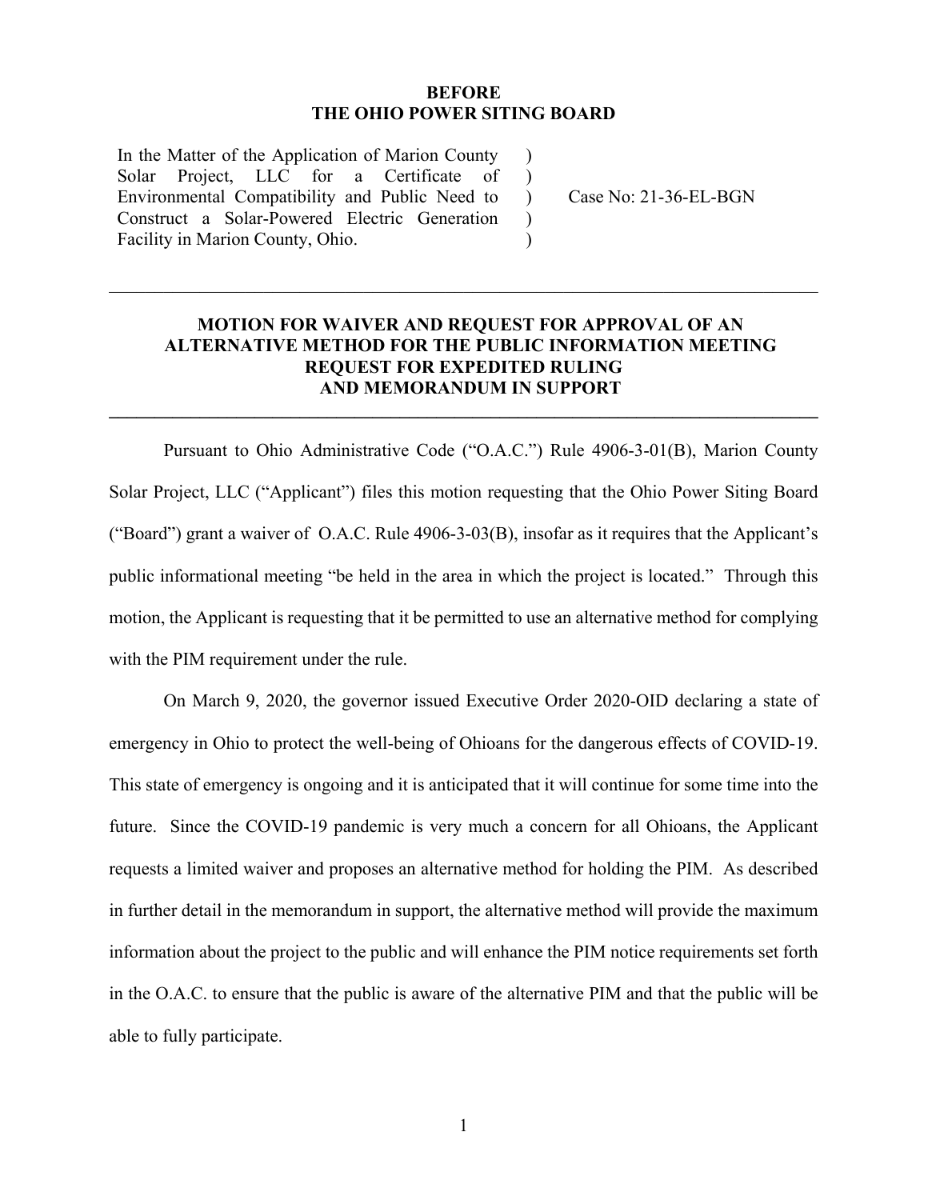**BEFORE**
**THE OHIO POWER SITING BOARD**

| | | |
|---|---|---|
| In the Matter of the Application of Marion County Solar Project, LLC for a Certificate of Environmental Compatibility and Public Need to Construct a Solar-Powered Electric Generation Facility in Marion County, Ohio. | ) ) ) ) ) | Case No: 21-36-EL-BGN |

---

## MOTION FOR WAIVER AND REQUEST FOR APPROVAL OF AN ALTERNATIVE METHOD FOR THE PUBLIC INFORMATION MEETING REQUEST FOR EXPEDITED RULING AND MEMORANDUM IN SUPPORT

---

Pursuant to Ohio Administrative Code ("O.A.C.") Rule 4906-3-01(B), Marion County Solar Project, LLC ("Applicant") files this motion requesting that the Ohio Power Siting Board ("Board") grant a waiver of O.A.C. Rule 4906-3-03(B), insofar as it requires that the Applicant's public informational meeting "be held in the area in which the project is located." Through this motion, the Applicant is requesting that it be permitted to use an alternative method for complying with the PIM requirement under the rule.

On March 9, 2020, the governor issued Executive Order 2020-OID declaring a state of emergency in Ohio to protect the well-being of Ohioans for the dangerous effects of COVID-19. This state of emergency is ongoing and it is anticipated that it will continue for some time into the future. Since the COVID-19 pandemic is very much a concern for all Ohioans, the Applicant requests a limited waiver and proposes an alternative method for holding the PIM. As described in further detail in the memorandum in support, the alternative method will provide the maximum information about the project to the public and will enhance the PIM notice requirements set forth in the O.A.C. to ensure that the public is aware of the alternative PIM and that the public will be able to fully participate.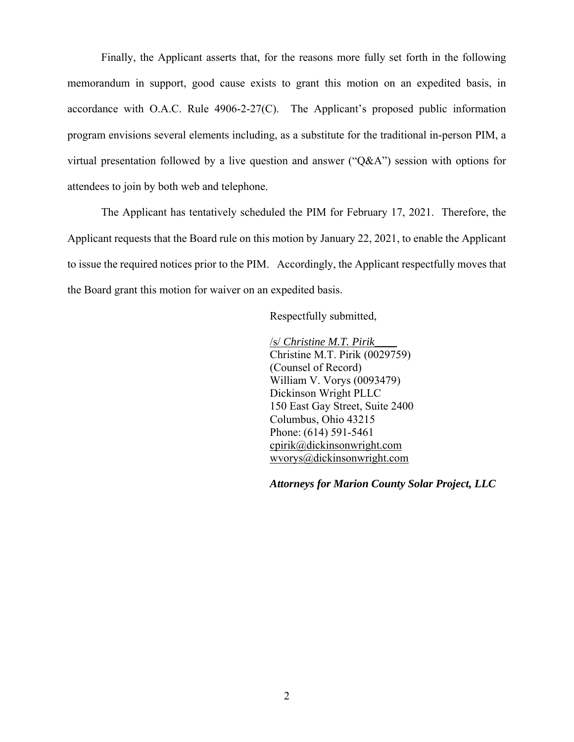Finally, the Applicant asserts that, for the reasons more fully set forth in the following memorandum in support, good cause exists to grant this motion on an expedited basis, in accordance with O.A.C. Rule 4906-2-27(C). The Applicant's proposed public information program envisions several elements including, as a substitute for the traditional in-person PIM, a virtual presentation followed by a live question and answer ("Q&A") session with options for attendees to join by both web and telephone.

The Applicant has tentatively scheduled the PIM for February 17, 2021. Therefore, the Applicant requests that the Board rule on this motion by January 22, 2021, to enable the Applicant to issue the required notices prior to the PIM. Accordingly, the Applicant respectfully moves that the Board grant this motion for waiver on an expedited basis.

Respectfully submitted,

/s/ *Christine M.T. Pirik*
Christine M.T. Pirik (0029759)
(Counsel of Record)
William V. Vorys (0093479)
Dickinson Wright PLLC
150 East Gay Street, Suite 2400
Columbus, Ohio 43215
Phone: (614) 591-5461
cpirik@dickinsonwright.com
wvorys@dickinsonwright.com

***Attorneys for Marion County Solar Project, LLC***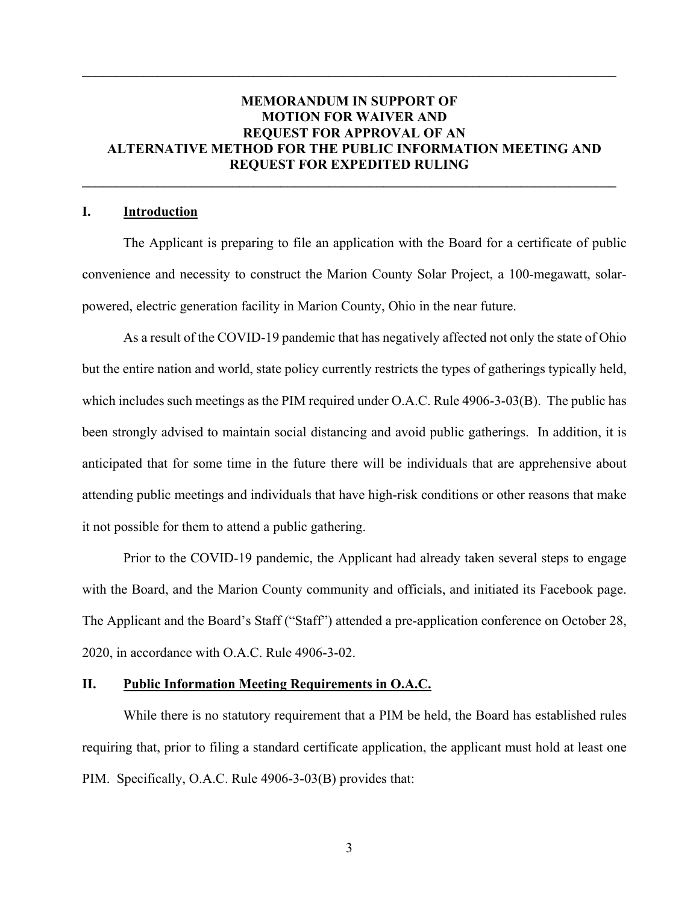# MEMORANDUM IN SUPPORT OF MOTION FOR WAIVER AND REQUEST FOR APPROVAL OF AN ALTERNATIVE METHOD FOR THE PUBLIC INFORMATION MEETING AND REQUEST FOR EXPEDITED RULING

## I. Introduction

The Applicant is preparing to file an application with the Board for a certificate of public convenience and necessity to construct the Marion County Solar Project, a 100-megawatt, solar-powered, electric generation facility in Marion County, Ohio in the near future.

As a result of the COVID-19 pandemic that has negatively affected not only the state of Ohio but the entire nation and world, state policy currently restricts the types of gatherings typically held, which includes such meetings as the PIM required under O.A.C. Rule 4906-3-03(B). The public has been strongly advised to maintain social distancing and avoid public gatherings. In addition, it is anticipated that for some time in the future there will be individuals that are apprehensive about attending public meetings and individuals that have high-risk conditions or other reasons that make it not possible for them to attend a public gathering.

Prior to the COVID-19 pandemic, the Applicant had already taken several steps to engage with the Board, and the Marion County community and officials, and initiated its Facebook page. The Applicant and the Board's Staff ("Staff") attended a pre-application conference on October 28, 2020, in accordance with O.A.C. Rule 4906-3-02.

## II. Public Information Meeting Requirements in O.A.C.

While there is no statutory requirement that a PIM be held, the Board has established rules requiring that, prior to filing a standard certificate application, the applicant must hold at least one PIM. Specifically, O.A.C. Rule 4906-3-03(B) provides that: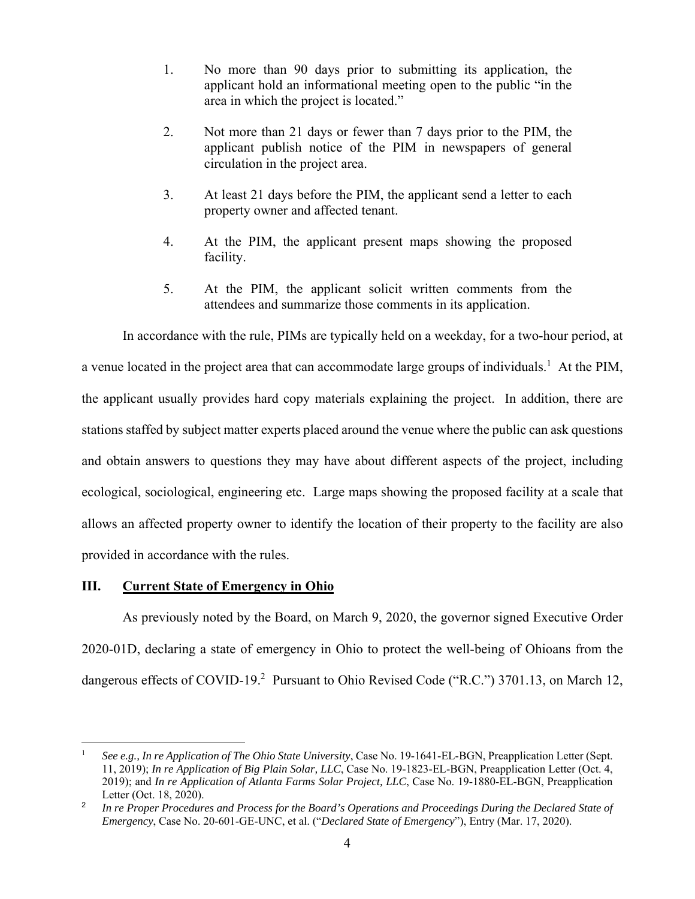1. No more than 90 days prior to submitting its application, the applicant hold an informational meeting open to the public "in the area in which the project is located."

2. Not more than 21 days or fewer than 7 days prior to the PIM, the applicant publish notice of the PIM in newspapers of general circulation in the project area.

3. At least 21 days before the PIM, the applicant send a letter to each property owner and affected tenant.

4. At the PIM, the applicant present maps showing the proposed facility.

5. At the PIM, the applicant solicit written comments from the attendees and summarize those comments in its application.

In accordance with the rule, PIMs are typically held on a weekday, for a two-hour period, at a venue located in the project area that can accommodate large groups of individuals.[1] At the PIM, the applicant usually provides hard copy materials explaining the project. In addition, there are stations staffed by subject matter experts placed around the venue where the public can ask questions and obtain answers to questions they may have about different aspects of the project, including ecological, sociological, engineering etc. Large maps showing the proposed facility at a scale that allows an affected property owner to identify the location of their property to the facility are also provided in accordance with the rules.

## III. Current State of Emergency in Ohio

As previously noted by the Board, on March 9, 2020, the governor signed Executive Order 2020-01D, declaring a state of emergency in Ohio to protect the well-being of Ohioans from the dangerous effects of COVID-19.[2] Pursuant to Ohio Revised Code ("R.C.") 3701.13, on March 12,

---

[1] *See e.g., In re Application of The Ohio State University*, Case No. 19-1641-EL-BGN, Preapplication Letter (Sept. 11, 2019); *In re Application of Big Plain Solar, LLC*, Case No. 19-1823-EL-BGN, Preapplication Letter (Oct. 4, 2019); and *In re Application of Atlanta Farms Solar Project, LLC*, Case No. 19-1880-EL-BGN, Preapplication Letter (Oct. 18, 2020).

[2] *In re Proper Procedures and Process for the Board's Operations and Proceedings During the Declared State of Emergency*, Case No. 20-601-GE-UNC, et al. ("*Declared State of Emergency*"), Entry (Mar. 17, 2020).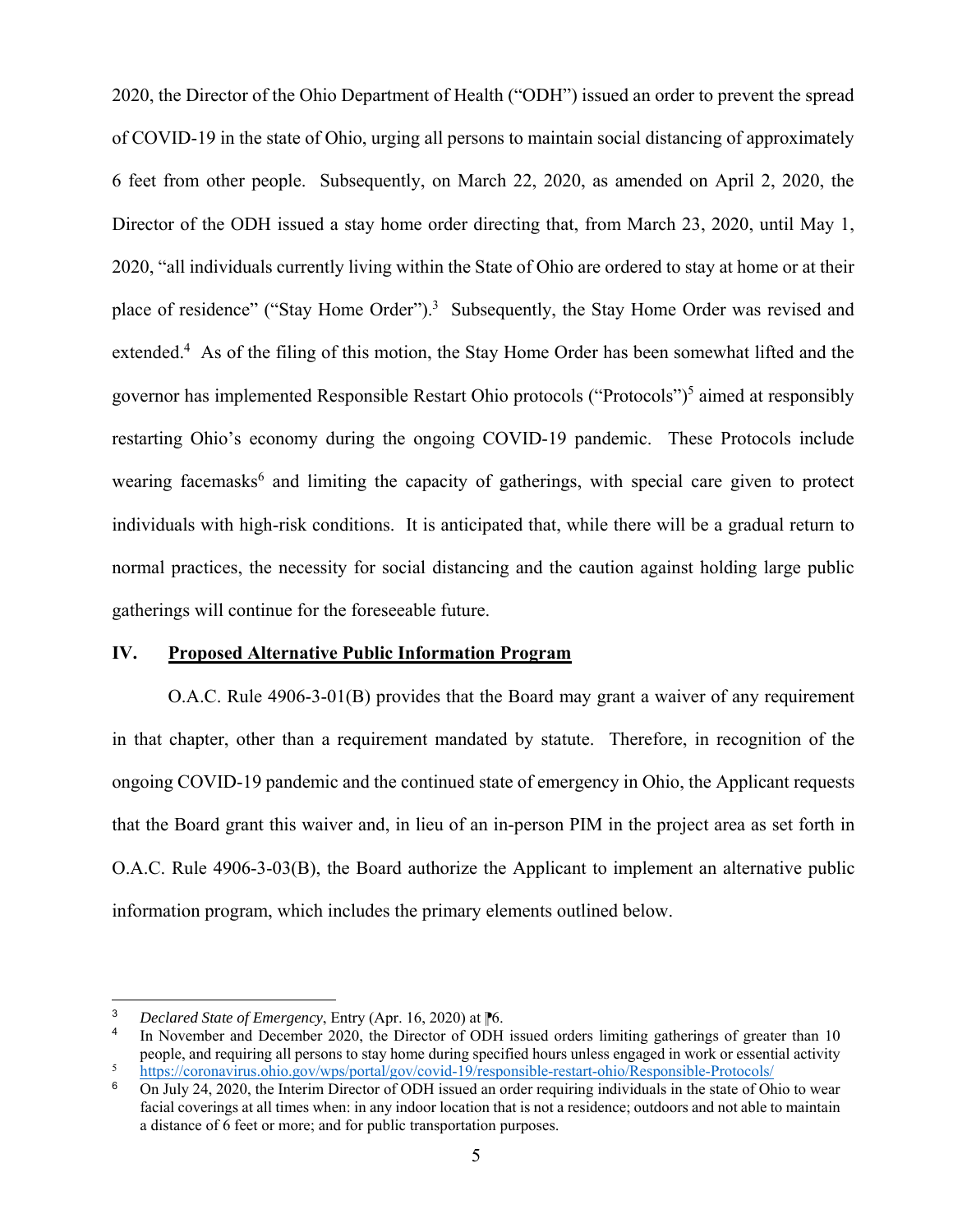2020, the Director of the Ohio Department of Health ("ODH") issued an order to prevent the spread of COVID-19 in the state of Ohio, urging all persons to maintain social distancing of approximately 6 feet from other people. Subsequently, on March 22, 2020, as amended on April 2, 2020, the Director of the ODH issued a stay home order directing that, from March 23, 2020, until May 1, 2020, "all individuals currently living within the State of Ohio are ordered to stay at home or at their place of residence" ("Stay Home Order").[3] Subsequently, the Stay Home Order was revised and extended.[4] As of the filing of this motion, the Stay Home Order has been somewhat lifted and the governor has implemented Responsible Restart Ohio protocols ("Protocols")[5] aimed at responsibly restarting Ohio's economy during the ongoing COVID-19 pandemic. These Protocols include wearing facemasks[6] and limiting the capacity of gatherings, with special care given to protect individuals with high-risk conditions. It is anticipated that, while there will be a gradual return to normal practices, the necessity for social distancing and the caution against holding large public gatherings will continue for the foreseeable future.

## IV. <u>Proposed Alternative Public Information Program</u>

O.A.C. Rule 4906-3-01(B) provides that the Board may grant a waiver of any requirement in that chapter, other than a requirement mandated by statute. Therefore, in recognition of the ongoing COVID-19 pandemic and the continued state of emergency in Ohio, the Applicant requests that the Board grant this waiver and, in lieu of an in-person PIM in the project area as set forth in O.A.C. Rule 4906-3-03(B), the Board authorize the Applicant to implement an alternative public information program, which includes the primary elements outlined below.

---

[3] *Declared State of Emergency*, Entry (Apr. 16, 2020) at ¶6.

[4] In November and December 2020, the Director of ODH issued orders limiting gatherings of greater than 10 people, and requiring all persons to stay home during specified hours unless engaged in work or essential activity

[5] https://coronavirus.ohio.gov/wps/portal/gov/covid-19/responsible-restart-ohio/Responsible-Protocols/

[6] On July 24, 2020, the Interim Director of ODH issued an order requiring individuals in the state of Ohio to wear facial coverings at all times when: in any indoor location that is not a residence; outdoors and not able to maintain a distance of 6 feet or more; and for public transportation purposes.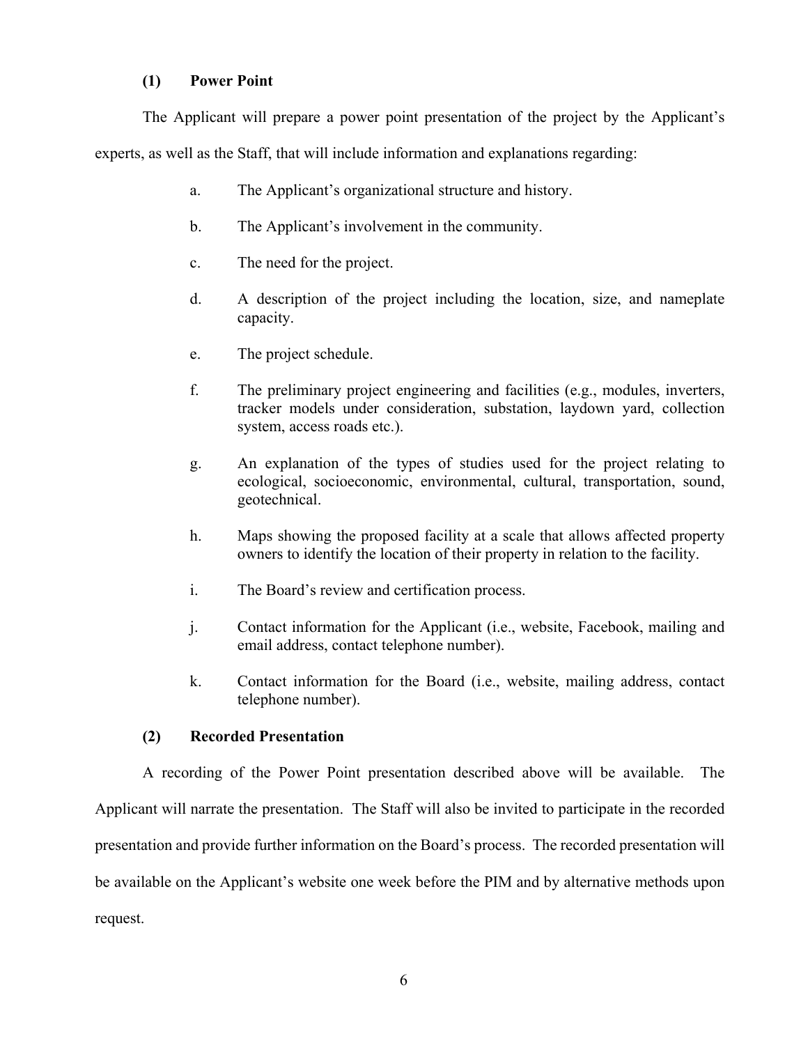**(1) Power Point**

The Applicant will prepare a power point presentation of the project by the Applicant's experts, as well as the Staff, that will include information and explanations regarding:

a. The Applicant's organizational structure and history.

b. The Applicant's involvement in the community.

c. The need for the project.

d. A description of the project including the location, size, and nameplate capacity.

e. The project schedule.

f. The preliminary project engineering and facilities (e.g., modules, inverters, tracker models under consideration, substation, laydown yard, collection system, access roads etc.).

g. An explanation of the types of studies used for the project relating to ecological, socioeconomic, environmental, cultural, transportation, sound, geotechnical.

h. Maps showing the proposed facility at a scale that allows affected property owners to identify the location of their property in relation to the facility.

i. The Board's review and certification process.

j. Contact information for the Applicant (i.e., website, Facebook, mailing and email address, contact telephone number).

k. Contact information for the Board (i.e., website, mailing address, contact telephone number).

**(2) Recorded Presentation**

A recording of the Power Point presentation described above will be available. The Applicant will narrate the presentation. The Staff will also be invited to participate in the recorded presentation and provide further information on the Board's process. The recorded presentation will be available on the Applicant's website one week before the PIM and by alternative methods upon request.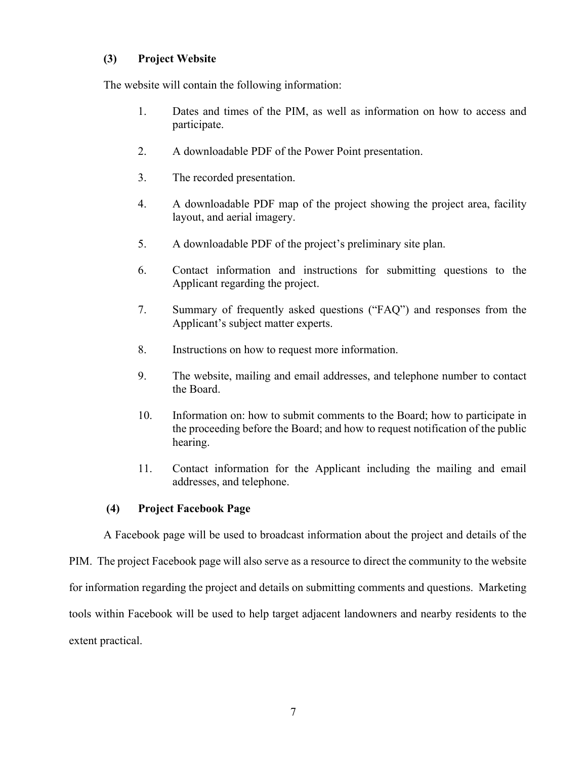### (3) Project Website

The website will contain the following information:

1. Dates and times of the PIM, as well as information on how to access and participate.

2. A downloadable PDF of the Power Point presentation.

3. The recorded presentation.

4. A downloadable PDF map of the project showing the project area, facility layout, and aerial imagery.

5. A downloadable PDF of the project's preliminary site plan.

6. Contact information and instructions for submitting questions to the Applicant regarding the project.

7. Summary of frequently asked questions ("FAQ") and responses from the Applicant's subject matter experts.

8. Instructions on how to request more information.

9. The website, mailing and email addresses, and telephone number to contact the Board.

10. Information on: how to submit comments to the Board; how to participate in the proceeding before the Board; and how to request notification of the public hearing.

11. Contact information for the Applicant including the mailing and email addresses, and telephone.

### (4) Project Facebook Page

A Facebook page will be used to broadcast information about the project and details of the PIM. The project Facebook page will also serve as a resource to direct the community to the website for information regarding the project and details on submitting comments and questions. Marketing tools within Facebook will be used to help target adjacent landowners and nearby residents to the extent practical.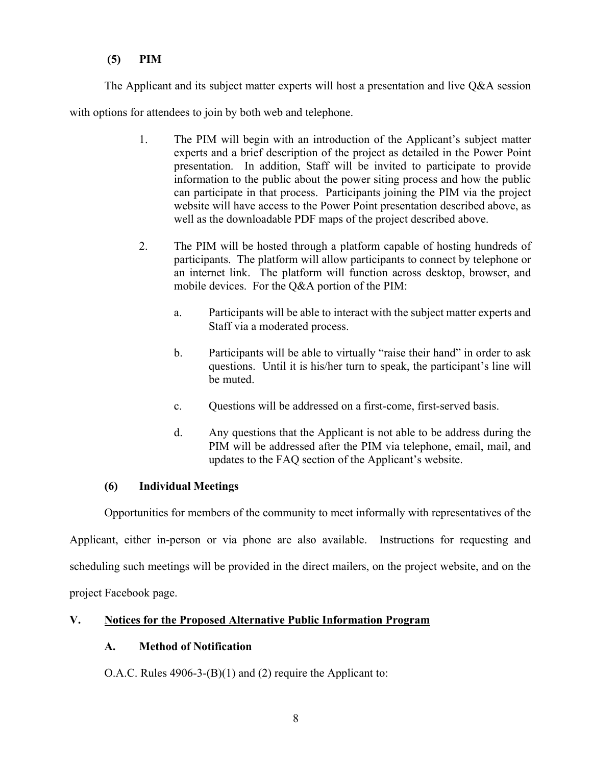### (5) PIM

The Applicant and its subject matter experts will host a presentation and live Q&A session with options for attendees to join by both web and telephone.

1. The PIM will begin with an introduction of the Applicant's subject matter experts and a brief description of the project as detailed in the Power Point presentation. In addition, Staff will be invited to participate to provide information to the public about the power siting process and how the public can participate in that process. Participants joining the PIM via the project website will have access to the Power Point presentation described above, as well as the downloadable PDF maps of the project described above.

2. The PIM will be hosted through a platform capable of hosting hundreds of participants. The platform will allow participants to connect by telephone or an internet link. The platform will function across desktop, browser, and mobile devices. For the Q&A portion of the PIM:

   a. Participants will be able to interact with the subject matter experts and Staff via a moderated process.

   b. Participants will be able to virtually "raise their hand" in order to ask questions. Until it is his/her turn to speak, the participant's line will be muted.

   c. Questions will be addressed on a first-come, first-served basis.

   d. Any questions that the Applicant is not able to be address during the PIM will be addressed after the PIM via telephone, email, mail, and updates to the FAQ section of the Applicant's website.

### (6) Individual Meetings

Opportunities for members of the community to meet informally with representatives of the Applicant, either in-person or via phone are also available. Instructions for requesting and scheduling such meetings will be provided in the direct mailers, on the project website, and on the project Facebook page.

## V. Notices for the Proposed Alternative Public Information Program

### A. Method of Notification

O.A.C. Rules 4906-3-(B)(1) and (2) require the Applicant to: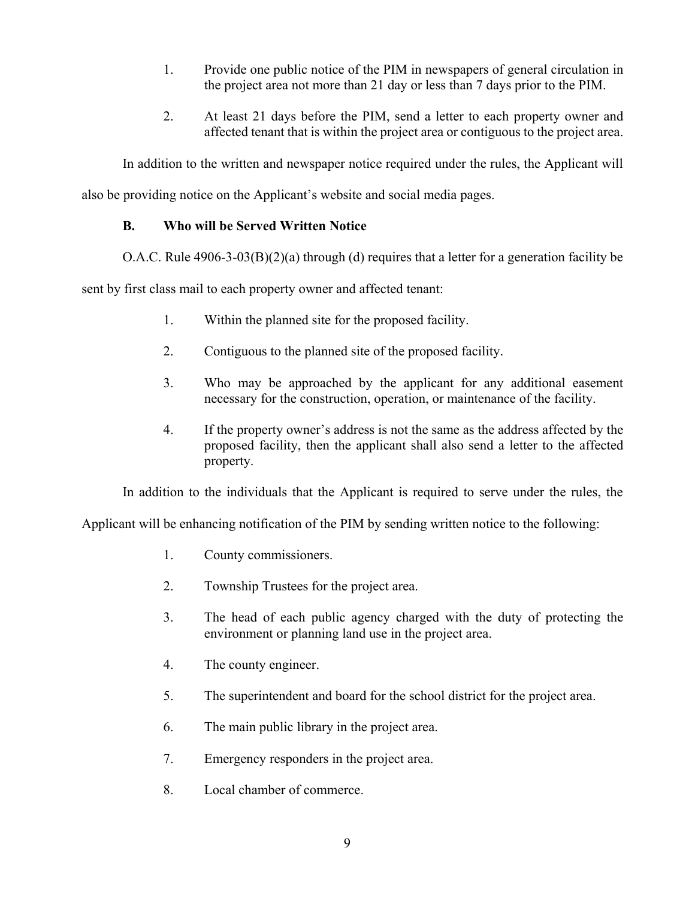1. Provide one public notice of the PIM in newspapers of general circulation in the project area not more than 21 day or less than 7 days prior to the PIM.

2. At least 21 days before the PIM, send a letter to each property owner and affected tenant that is within the project area or contiguous to the project area.

In addition to the written and newspaper notice required under the rules, the Applicant will also be providing notice on the Applicant's website and social media pages.

### B. Who will be Served Written Notice

O.A.C. Rule 4906-3-03(B)(2)(a) through (d) requires that a letter for a generation facility be sent by first class mail to each property owner and affected tenant:

1. Within the planned site for the proposed facility.

2. Contiguous to the planned site of the proposed facility.

3. Who may be approached by the applicant for any additional easement necessary for the construction, operation, or maintenance of the facility.

4. If the property owner's address is not the same as the address affected by the proposed facility, then the applicant shall also send a letter to the affected property.

In addition to the individuals that the Applicant is required to serve under the rules, the Applicant will be enhancing notification of the PIM by sending written notice to the following:

1. County commissioners.

2. Township Trustees for the project area.

3. The head of each public agency charged with the duty of protecting the environment or planning land use in the project area.

4. The county engineer.

5. The superintendent and board for the school district for the project area.

6. The main public library in the project area.

7. Emergency responders in the project area.

8. Local chamber of commerce.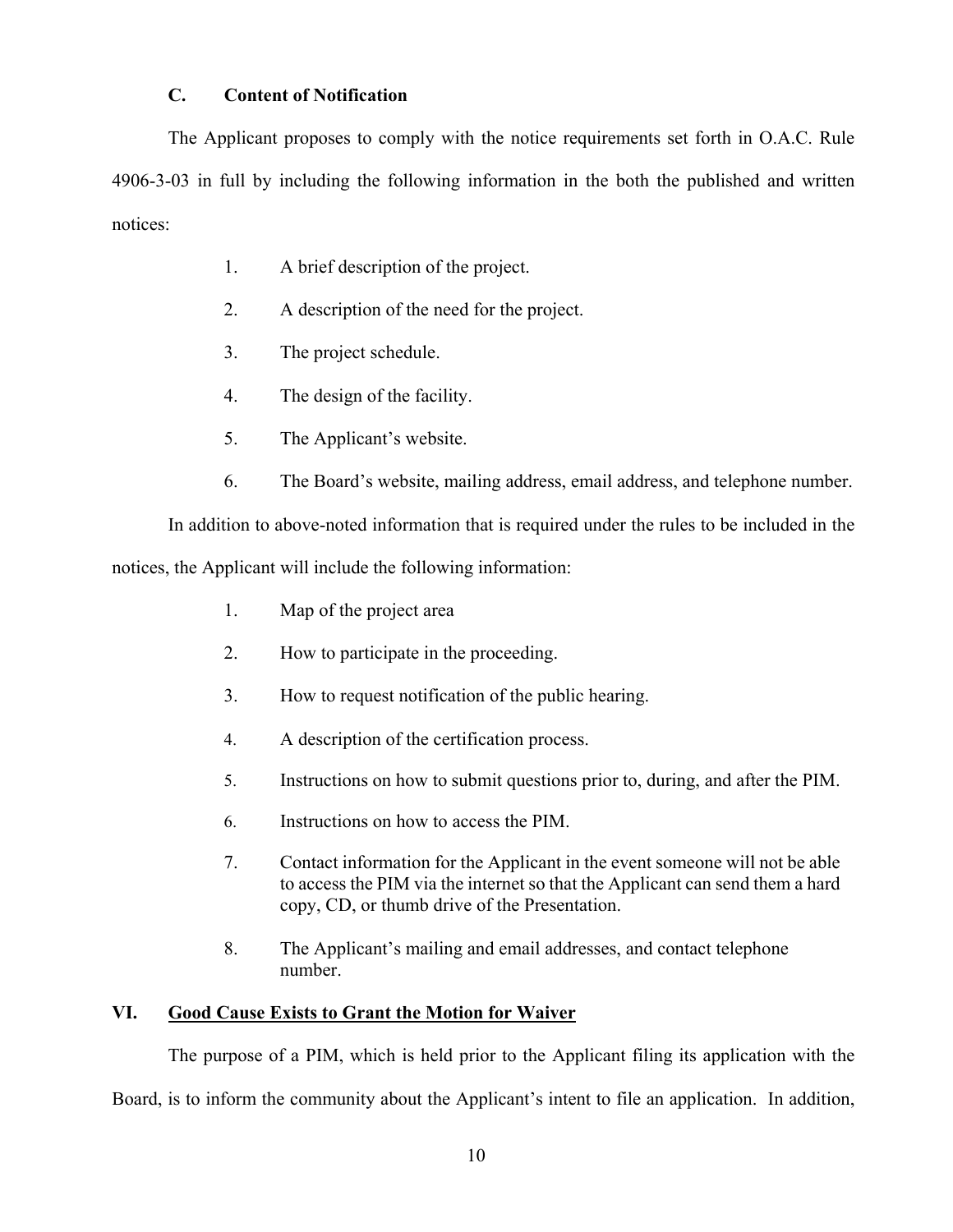### C. Content of Notification

The Applicant proposes to comply with the notice requirements set forth in O.A.C. Rule 4906-3-03 in full by including the following information in the both the published and written notices:

1. A brief description of the project.
2. A description of the need for the project.
3. The project schedule.
4. The design of the facility.
5. The Applicant's website.
6. The Board's website, mailing address, email address, and telephone number.

In addition to above-noted information that is required under the rules to be included in the notices, the Applicant will include the following information:

1. Map of the project area
2. How to participate in the proceeding.
3. How to request notification of the public hearing.
4. A description of the certification process.
5. Instructions on how to submit questions prior to, during, and after the PIM.
6. Instructions on how to access the PIM.
7. Contact information for the Applicant in the event someone will not be able to access the PIM via the internet so that the Applicant can send them a hard copy, CD, or thumb drive of the Presentation.
8. The Applicant's mailing and email addresses, and contact telephone number.

## VI. Good Cause Exists to Grant the Motion for Waiver

The purpose of a PIM, which is held prior to the Applicant filing its application with the Board, is to inform the community about the Applicant's intent to file an application. In addition,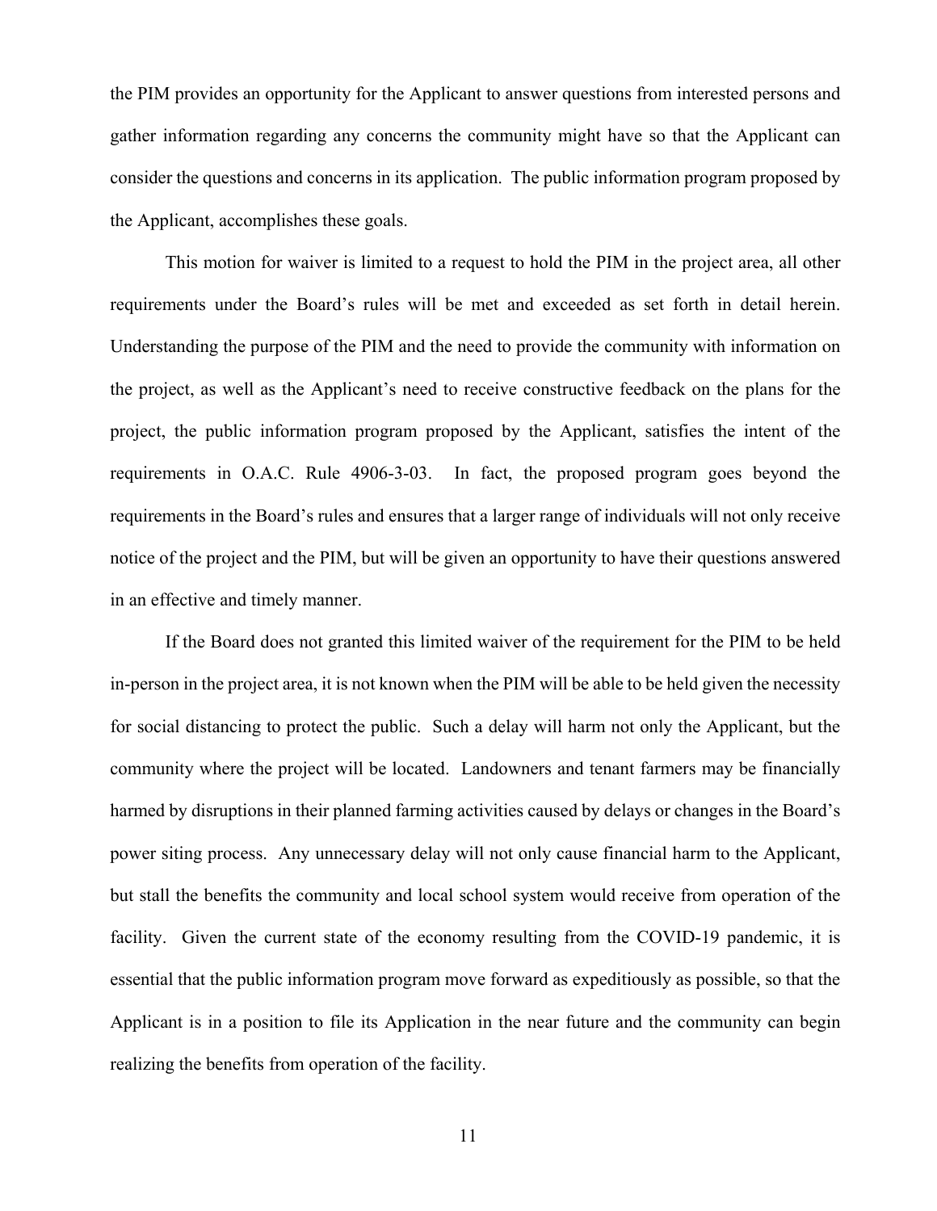the PIM provides an opportunity for the Applicant to answer questions from interested persons and gather information regarding any concerns the community might have so that the Applicant can consider the questions and concerns in its application. The public information program proposed by the Applicant, accomplishes these goals.

This motion for waiver is limited to a request to hold the PIM in the project area, all other requirements under the Board's rules will be met and exceeded as set forth in detail herein. Understanding the purpose of the PIM and the need to provide the community with information on the project, as well as the Applicant's need to receive constructive feedback on the plans for the project, the public information program proposed by the Applicant, satisfies the intent of the requirements in O.A.C. Rule 4906-3-03. In fact, the proposed program goes beyond the requirements in the Board's rules and ensures that a larger range of individuals will not only receive notice of the project and the PIM, but will be given an opportunity to have their questions answered in an effective and timely manner.

If the Board does not granted this limited waiver of the requirement for the PIM to be held in-person in the project area, it is not known when the PIM will be able to be held given the necessity for social distancing to protect the public. Such a delay will harm not only the Applicant, but the community where the project will be located. Landowners and tenant farmers may be financially harmed by disruptions in their planned farming activities caused by delays or changes in the Board's power siting process. Any unnecessary delay will not only cause financial harm to the Applicant, but stall the benefits the community and local school system would receive from operation of the facility. Given the current state of the economy resulting from the COVID-19 pandemic, it is essential that the public information program move forward as expeditiously as possible, so that the Applicant is in a position to file its Application in the near future and the community can begin realizing the benefits from operation of the facility.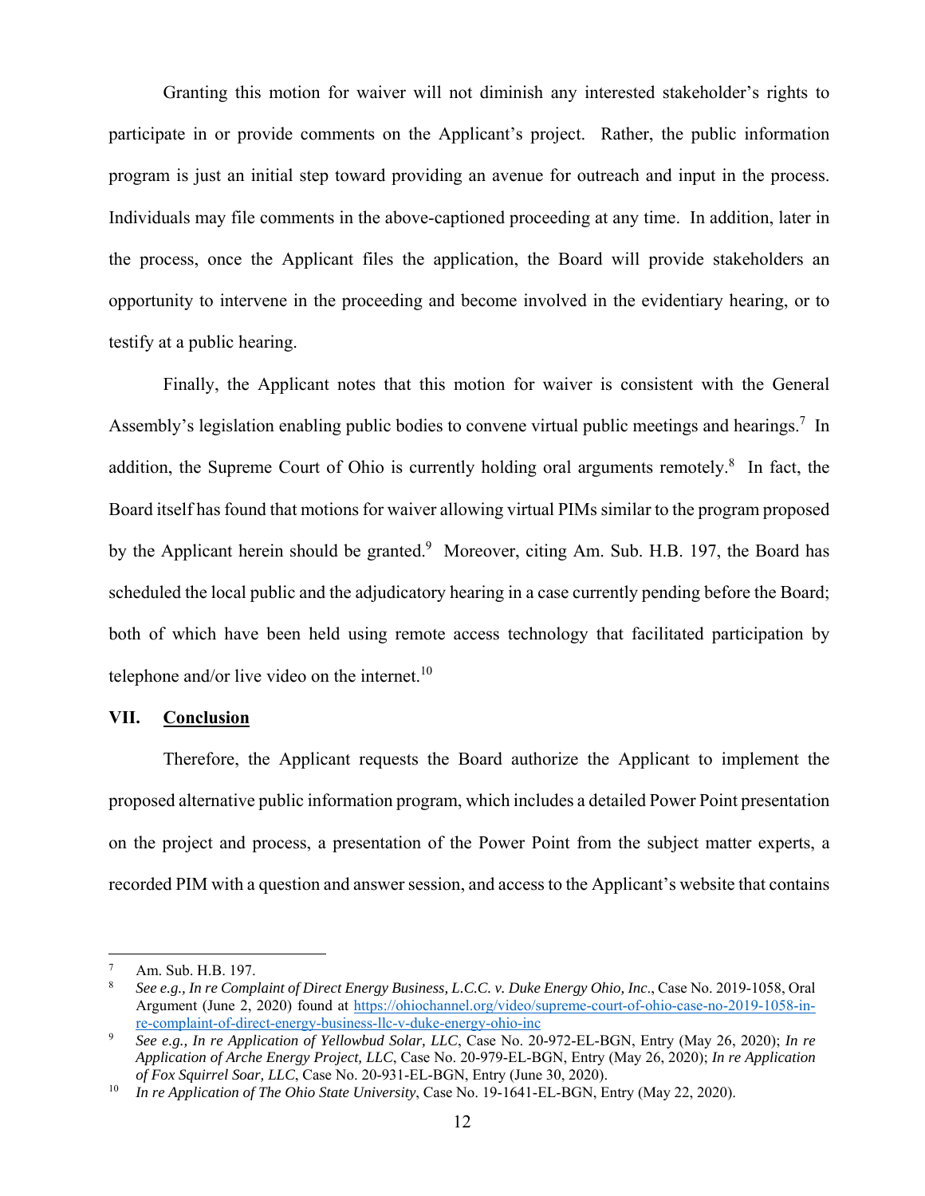Granting this motion for waiver will not diminish any interested stakeholder's rights to participate in or provide comments on the Applicant's project. Rather, the public information program is just an initial step toward providing an avenue for outreach and input in the process. Individuals may file comments in the above-captioned proceeding at any time. In addition, later in the process, once the Applicant files the application, the Board will provide stakeholders an opportunity to intervene in the proceeding and become involved in the evidentiary hearing, or to testify at a public hearing.

Finally, the Applicant notes that this motion for waiver is consistent with the General Assembly's legislation enabling public bodies to convene virtual public meetings and hearings.[7] In addition, the Supreme Court of Ohio is currently holding oral arguments remotely.[8] In fact, the Board itself has found that motions for waiver allowing virtual PIMs similar to the program proposed by the Applicant herein should be granted.[9] Moreover, citing Am. Sub. H.B. 197, the Board has scheduled the local public and the adjudicatory hearing in a case currently pending before the Board; both of which have been held using remote access technology that facilitated participation by telephone and/or live video on the internet.[10]

## VII. <u>Conclusion</u>

Therefore, the Applicant requests the Board authorize the Applicant to implement the proposed alternative public information program, which includes a detailed Power Point presentation on the project and process, a presentation of the Power Point from the subject matter experts, a recorded PIM with a question and answer session, and access to the Applicant's website that contains

---

[7] Am. Sub. H.B. 197.

[8] *See e.g., In re Complaint of Direct Energy Business, L.C.C. v. Duke Energy Ohio, Inc*., Case No. 2019-1058, Oral Argument (June 2, 2020) found at https://ohiochannel.org/video/supreme-court-of-ohio-case-no-2019-1058-in-re-complaint-of-direct-energy-business-llc-v-duke-energy-ohio-inc

[9] *See e.g., In re Application of Yellowbud Solar, LLC*, Case No. 20-972-EL-BGN, Entry (May 26, 2020); *In re Application of Arche Energy Project, LLC*, Case No. 20-979-EL-BGN, Entry (May 26, 2020); *In re Application of Fox Squirrel Soar, LLC*, Case No. 20-931-EL-BGN, Entry (June 30, 2020).

[10] *In re Application of The Ohio State University*, Case No. 19-1641-EL-BGN, Entry (May 22, 2020).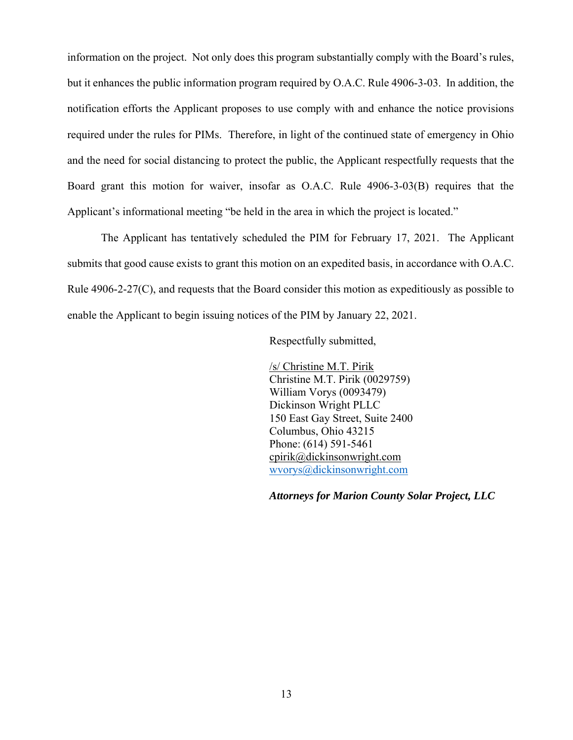information on the project. Not only does this program substantially comply with the Board's rules, but it enhances the public information program required by O.A.C. Rule 4906-3-03. In addition, the notification efforts the Applicant proposes to use comply with and enhance the notice provisions required under the rules for PIMs. Therefore, in light of the continued state of emergency in Ohio and the need for social distancing to protect the public, the Applicant respectfully requests that the Board grant this motion for waiver, insofar as O.A.C. Rule 4906-3-03(B) requires that the Applicant's informational meeting "be held in the area in which the project is located."

The Applicant has tentatively scheduled the PIM for February 17, 2021. The Applicant submits that good cause exists to grant this motion on an expedited basis, in accordance with O.A.C. Rule 4906-2-27(C), and requests that the Board consider this motion as expeditiously as possible to enable the Applicant to begin issuing notices of the PIM by January 22, 2021.

Respectfully submitted,

/s/ Christine M.T. Pirik
Christine M.T. Pirik (0029759)
William Vorys (0093479)
Dickinson Wright PLLC
150 East Gay Street, Suite 2400
Columbus, Ohio 43215
Phone: (614) 591-5461
cpirik@dickinsonwright.com
wvorys@dickinsonwright.com

***Attorneys for Marion County Solar Project, LLC***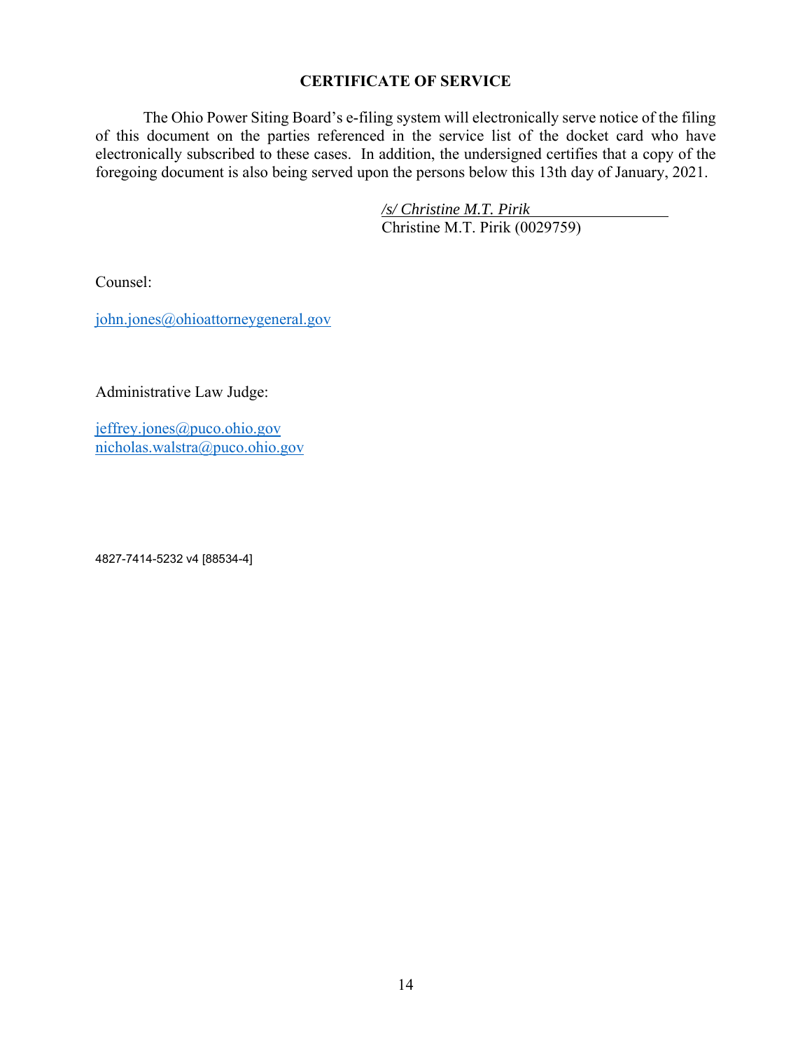## CERTIFICATE OF SERVICE

The Ohio Power Siting Board's e-filing system will electronically serve notice of the filing of this document on the parties referenced in the service list of the docket card who have electronically subscribed to these cases. In addition, the undersigned certifies that a copy of the foregoing document is also being served upon the persons below this 13th day of January, 2021.

*/s/ Christine M.T. Pirik*
Christine M.T. Pirik (0029759)

Counsel:

john.jones@ohioattorneygeneral.gov

Administrative Law Judge:

jeffrey.jones@puco.ohio.gov
nicholas.walstra@puco.ohio.gov

4827-7414-5232 v4 [88534-4]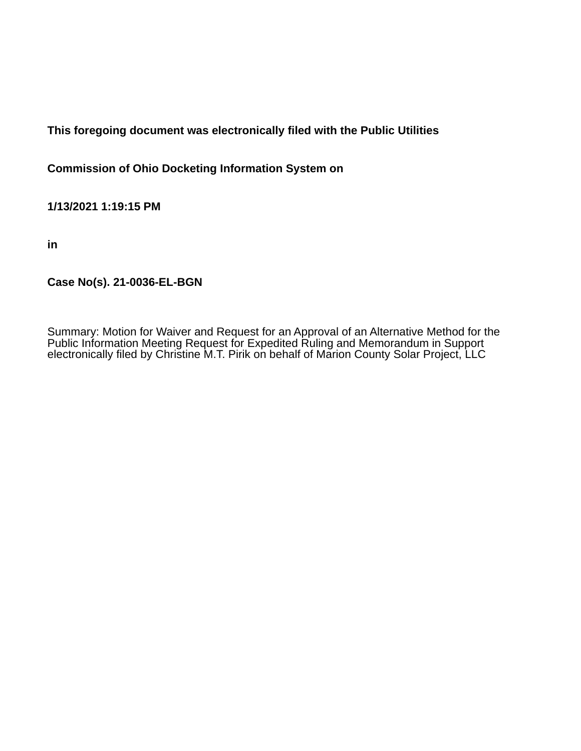**This foregoing document was electronically filed with the Public Utilities**

**Commission of Ohio Docketing Information System on**

**1/13/2021 1:19:15 PM**

**in**

**Case No(s). 21-0036-EL-BGN**

Summary: Motion for Waiver and Request for an Approval of an Alternative Method for the Public Information Meeting Request for Expedited Ruling and Memorandum in Support electronically filed by Christine M.T. Pirik on behalf of Marion County Solar Project, LLC